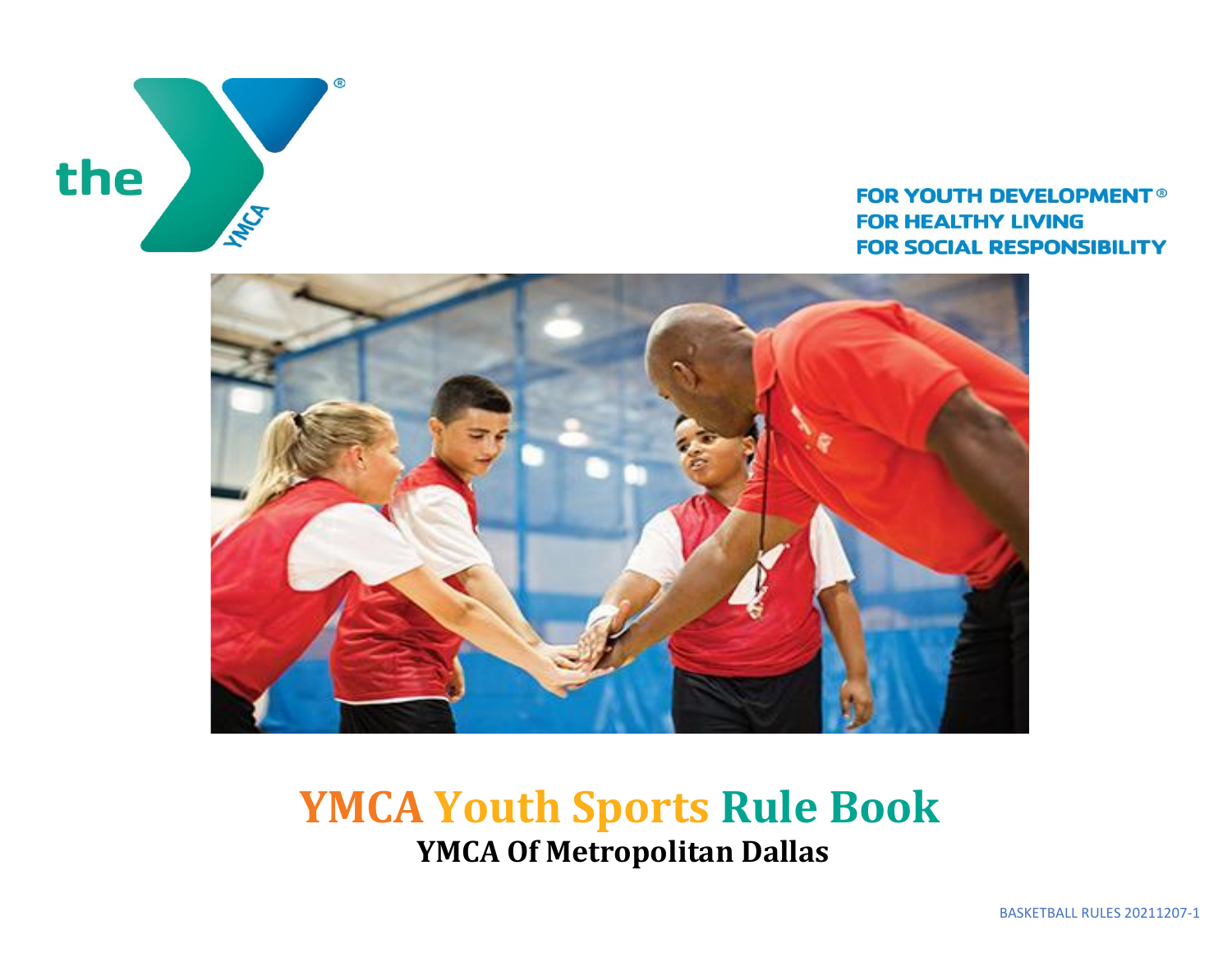FOR YOUTH DEVELOPMENT®
FOR HEALTHY LIVING
FOR SOCIAL RESPONSIBILITY

# YMCA Youth Sports Rule Book

**YMCA Of Metropolitan Dallas**

BASKETBALL RULES 20211207-1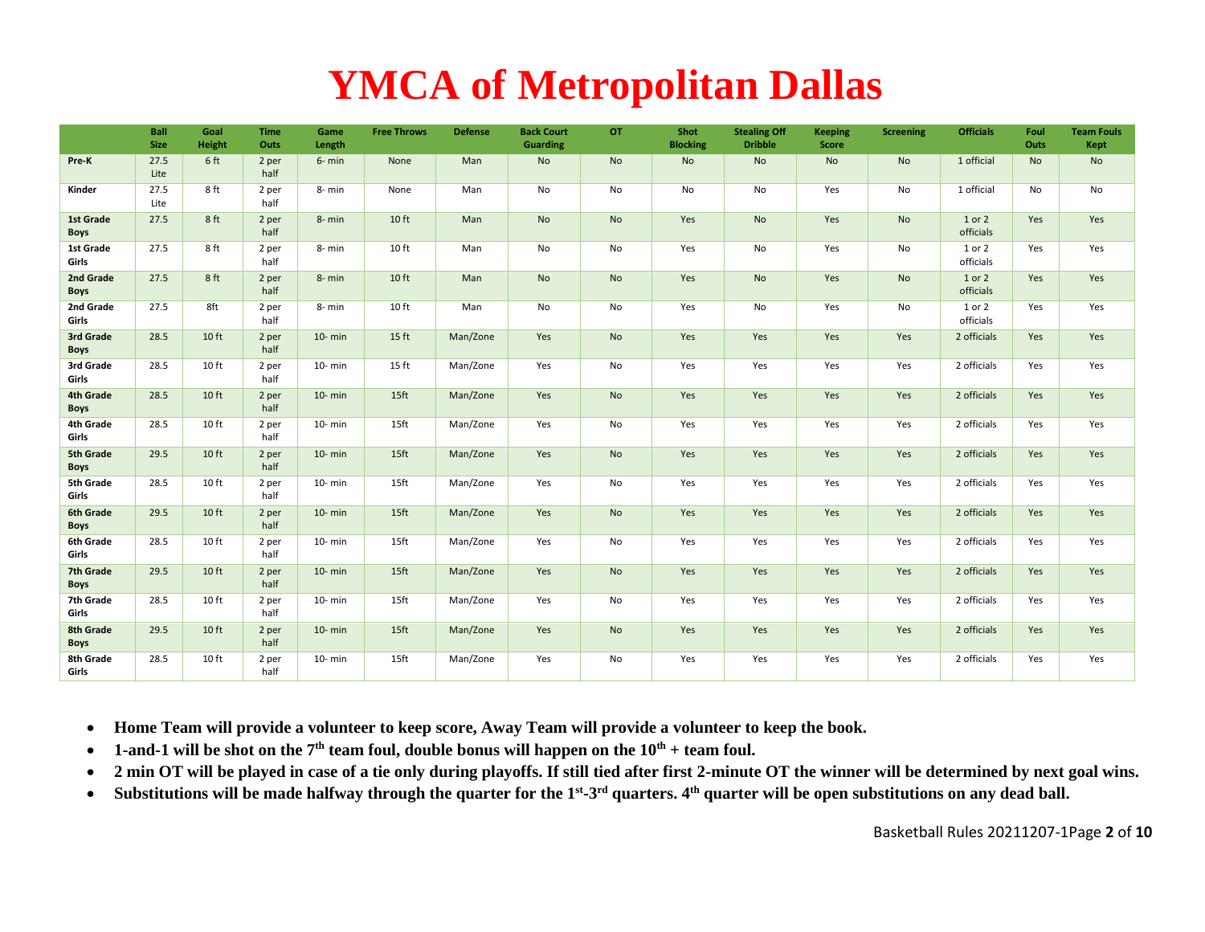# YMCA of Metropolitan Dallas

| | Ball Size | Goal Height | Time Outs | Game Length | Free Throws | Defense | Back Court Guarding | OT | Shot Blocking | Stealing Off Dribble | Keeping Score | Screening | Officials | Foul Outs | Team Fouls Kept |
|---|---|---|---|---|---|---|---|---|---|---|---|---|---|---|---|
| **Pre-K** | 27.5 Lite | 6 ft | 2 per half | 6- min | None | Man | No | No | No | No | No | No | 1 official | No | No |
| **Kinder** | 27.5 Lite | 8 ft | 2 per half | 8- min | None | Man | No | No | No | No | Yes | No | 1 official | No | No |
| **1st Grade Boys** | 27.5 | 8 ft | 2 per half | 8- min | 10 ft | Man | No | No | Yes | No | Yes | No | 1 or 2 officials | Yes | Yes |
| **1st Grade Girls** | 27.5 | 8 ft | 2 per half | 8- min | 10 ft | Man | No | No | Yes | No | Yes | No | 1 or 2 officials | Yes | Yes |
| **2nd Grade Boys** | 27.5 | 8 ft | 2 per half | 8- min | 10 ft | Man | No | No | Yes | No | Yes | No | 1 or 2 officials | Yes | Yes |
| **2nd Grade Girls** | 27.5 | 8ft | 2 per half | 8- min | 10 ft | Man | No | No | Yes | No | Yes | No | 1 or 2 officials | Yes | Yes |
| **3rd Grade Boys** | 28.5 | 10 ft | 2 per half | 10- min | 15 ft | Man/Zone | Yes | No | Yes | Yes | Yes | Yes | 2 officials | Yes | Yes |
| **3rd Grade Girls** | 28.5 | 10 ft | 2 per half | 10- min | 15 ft | Man/Zone | Yes | No | Yes | Yes | Yes | Yes | 2 officials | Yes | Yes |
| **4th Grade Boys** | 28.5 | 10 ft | 2 per half | 10- min | 15ft | Man/Zone | Yes | No | Yes | Yes | Yes | Yes | 2 officials | Yes | Yes |
| **4th Grade Girls** | 28.5 | 10 ft | 2 per half | 10- min | 15ft | Man/Zone | Yes | No | Yes | Yes | Yes | Yes | 2 officials | Yes | Yes |
| **5th Grade Boys** | 29.5 | 10 ft | 2 per half | 10- min | 15ft | Man/Zone | Yes | No | Yes | Yes | Yes | Yes | 2 officials | Yes | Yes |
| **5th Grade Girls** | 28.5 | 10 ft | 2 per half | 10- min | 15ft | Man/Zone | Yes | No | Yes | Yes | Yes | Yes | 2 officials | Yes | Yes |
| **6th Grade Boys** | 29.5 | 10 ft | 2 per half | 10- min | 15ft | Man/Zone | Yes | No | Yes | Yes | Yes | Yes | 2 officials | Yes | Yes |
| **6th Grade Girls** | 28.5 | 10 ft | 2 per half | 10- min | 15ft | Man/Zone | Yes | No | Yes | Yes | Yes | Yes | 2 officials | Yes | Yes |
| **7th Grade Boys** | 29.5 | 10 ft | 2 per half | 10- min | 15ft | Man/Zone | Yes | No | Yes | Yes | Yes | Yes | 2 officials | Yes | Yes |
| **7th Grade Girls** | 28.5 | 10 ft | 2 per half | 10- min | 15ft | Man/Zone | Yes | No | Yes | Yes | Yes | Yes | 2 officials | Yes | Yes |
| **8th Grade Boys** | 29.5 | 10 ft | 2 per half | 10- min | 15ft | Man/Zone | Yes | No | Yes | Yes | Yes | Yes | 2 officials | Yes | Yes |
| **8th Grade Girls** | 28.5 | 10 ft | 2 per half | 10- min | 15ft | Man/Zone | Yes | No | Yes | Yes | Yes | Yes | 2 officials | Yes | Yes |

- **Home Team will provide a volunteer to keep score, Away Team will provide a volunteer to keep the book.**
- **1-and-1 will be shot on the 7th team foul, double bonus will happen on the 10th + team foul.**
- **2 min OT will be played in case of a tie only during playoffs. If still tied after first 2-minute OT the winner will be determined by next goal wins.**
- **Substitutions will be made halfway through the quarter for the 1st-3rd quarters. 4th quarter will be open substitutions on any dead ball.**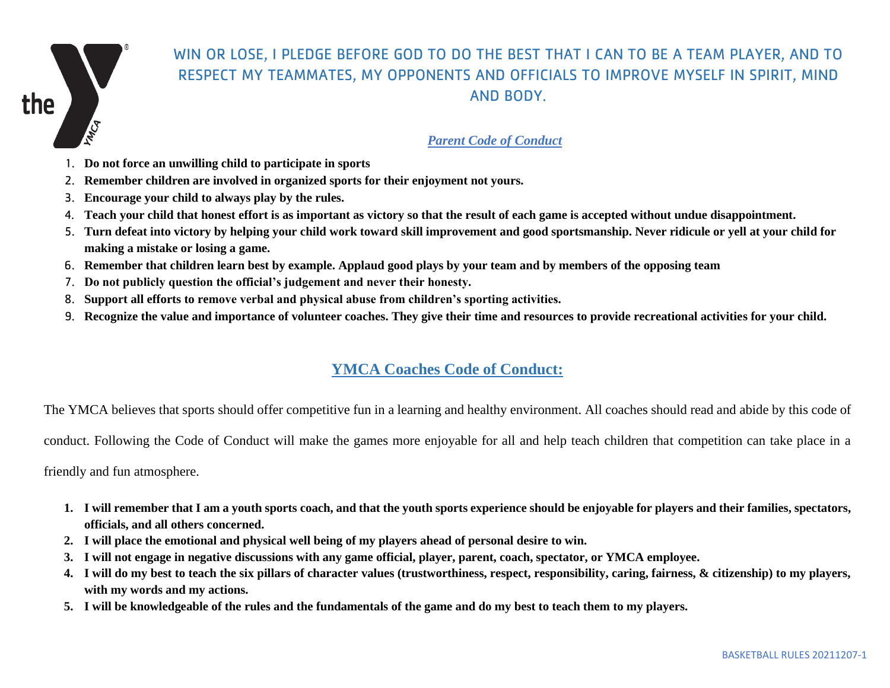WIN OR LOSE, I PLEDGE BEFORE GOD TO DO THE BEST THAT I CAN TO BE A TEAM PLAYER, AND TO RESPECT MY TEAMMATES, MY OPPONENTS AND OFFICIALS TO IMPROVE MYSELF IN SPIRIT, MIND AND BODY.

## *Parent Code of Conduct*

1. **Do not force an unwilling child to participate in sports**
2. **Remember children are involved in organized sports for their enjoyment not yours.**
3. **Encourage your child to always play by the rules.**
4. **Teach your child that honest effort is as important as victory so that the result of each game is accepted without undue disappointment.**
5. **Turn defeat into victory by helping your child work toward skill improvement and good sportsmanship. Never ridicule or yell at your child for making a mistake or losing a game.**
6. **Remember that children learn best by example. Applaud good plays by your team and by members of the opposing team**
7. **Do not publicly question the official's judgement and never their honesty.**
8. **Support all efforts to remove verbal and physical abuse from children's sporting activities.**
9. **Recognize the value and importance of volunteer coaches. They give their time and resources to provide recreational activities for your child.**

## YMCA Coaches Code of Conduct:

The YMCA believes that sports should offer competitive fun in a learning and healthy environment. All coaches should read and abide by this code of conduct. Following the Code of Conduct will make the games more enjoyable for all and help teach children that competition can take place in a friendly and fun atmosphere.

1. **I will remember that I am a youth sports coach, and that the youth sports experience should be enjoyable for players and their families, spectators, officials, and all others concerned.**
2. **I will place the emotional and physical well being of my players ahead of personal desire to win.**
3. **I will not engage in negative discussions with any game official, player, parent, coach, spectator, or YMCA employee.**
4. **I will do my best to teach the six pillars of character values (trustworthiness, respect, responsibility, caring, fairness, & citizenship) to my players, with my words and my actions.**
5. **I will be knowledgeable of the rules and the fundamentals of the game and do my best to teach them to my players.**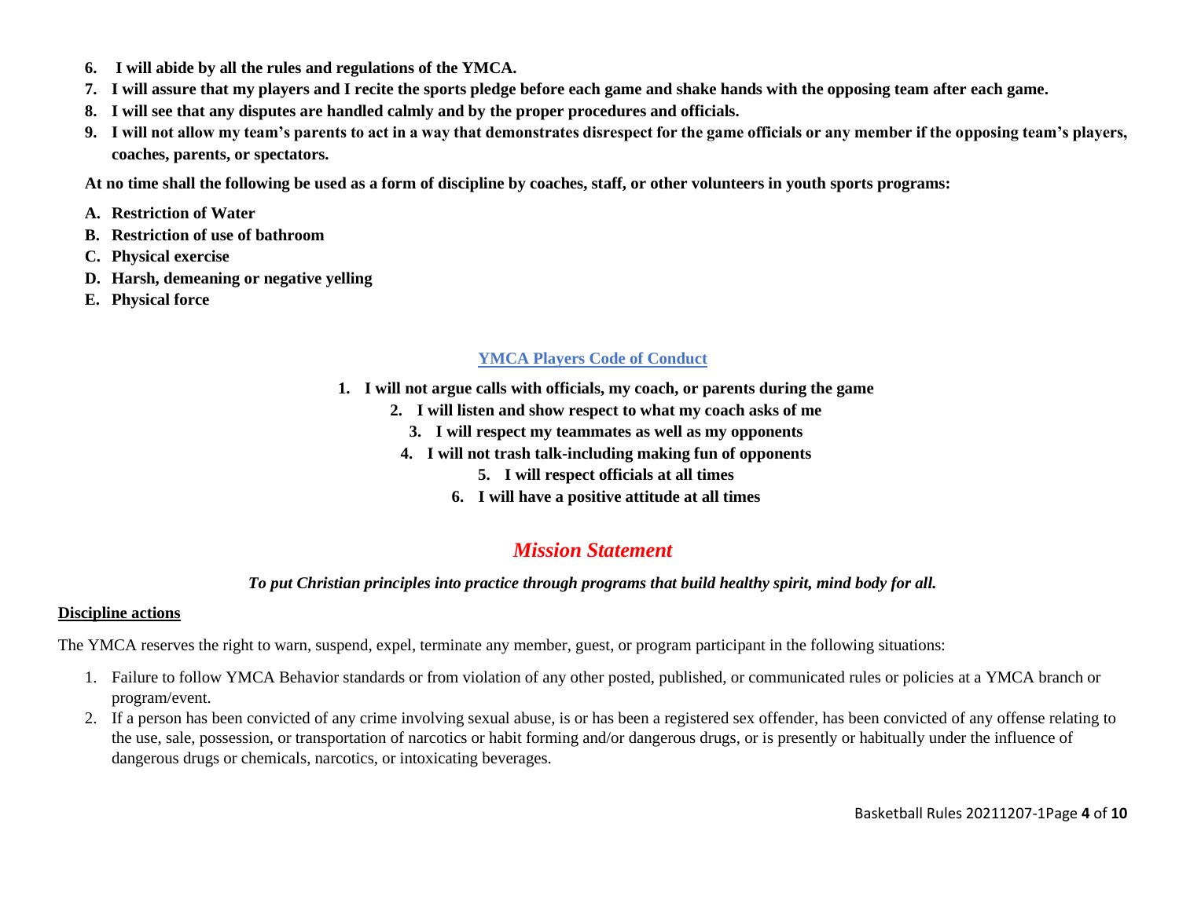6. **I will abide by all the rules and regulations of the YMCA.**
7. **I will assure that my players and I recite the sports pledge before each game and shake hands with the opposing team after each game.**
8. **I will see that any disputes are handled calmly and by the proper procedures and officials.**
9. **I will not allow my team's parents to act in a way that demonstrates disrespect for the game officials or any member if the opposing team's players, coaches, parents, or spectators.**

**At no time shall the following be used as a form of discipline by coaches, staff, or other volunteers in youth sports programs:**

A. **Restriction of Water**
B. **Restriction of use of bathroom**
C. **Physical exercise**
D. **Harsh, demeaning or negative yelling**
E. **Physical force**

## YMCA Players Code of Conduct

1. **I will not argue calls with officials, my coach, or parents during the game**
2. **I will listen and show respect to what my coach asks of me**
3. **I will respect my teammates as well as my opponents**
4. **I will not trash talk-including making fun of opponents**
5. **I will respect officials at all times**
6. **I will have a positive attitude at all times**

## *Mission Statement*

***To put Christian principles into practice through programs that build healthy spirit, mind body for all.***

**Discipline actions**

The YMCA reserves the right to warn, suspend, expel, terminate any member, guest, or program participant in the following situations:

1. Failure to follow YMCA Behavior standards or from violation of any other posted, published, or communicated rules or policies at a YMCA branch or program/event.
2. If a person has been convicted of any crime involving sexual abuse, is or has been a registered sex offender, has been convicted of any offense relating to the use, sale, possession, or transportation of narcotics or habit forming and/or dangerous drugs, or is presently or habitually under the influence of dangerous drugs or chemicals, narcotics, or intoxicating beverages.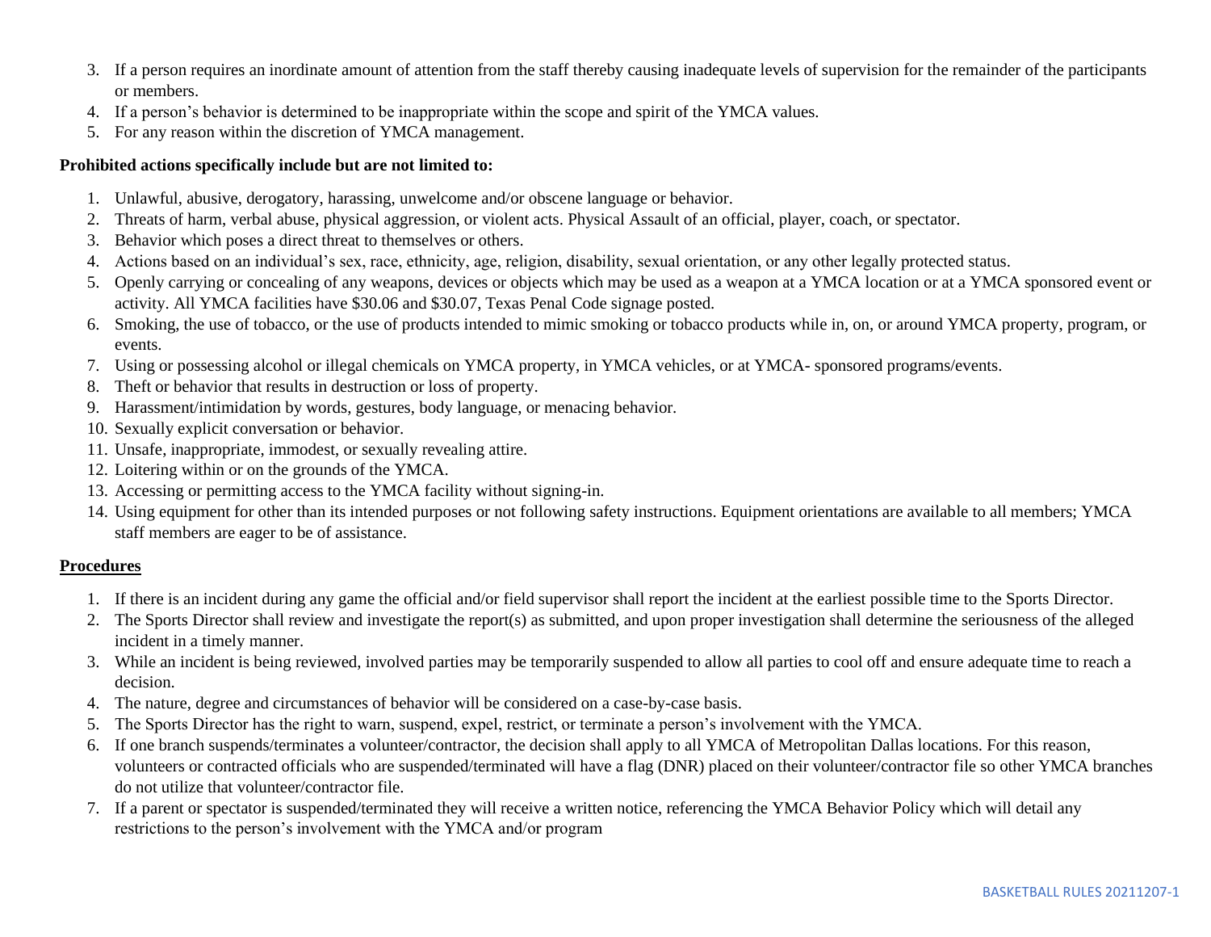3. If a person requires an inordinate amount of attention from the staff thereby causing inadequate levels of supervision for the remainder of the participants or members.
4. If a person's behavior is determined to be inappropriate within the scope and spirit of the YMCA values.
5. For any reason within the discretion of YMCA management.

**Prohibited actions specifically include but are not limited to:**

1. Unlawful, abusive, derogatory, harassing, unwelcome and/or obscene language or behavior.
2. Threats of harm, verbal abuse, physical aggression, or violent acts. Physical Assault of an official, player, coach, or spectator.
3. Behavior which poses a direct threat to themselves or others.
4. Actions based on an individual's sex, race, ethnicity, age, religion, disability, sexual orientation, or any other legally protected status.
5. Openly carrying or concealing of any weapons, devices or objects which may be used as a weapon at a YMCA location or at a YMCA sponsored event or activity. All YMCA facilities have $30.06 and $30.07, Texas Penal Code signage posted.
6. Smoking, the use of tobacco, or the use of products intended to mimic smoking or tobacco products while in, on, or around YMCA property, program, or events.
7. Using or possessing alcohol or illegal chemicals on YMCA property, in YMCA vehicles, or at YMCA- sponsored programs/events.
8. Theft or behavior that results in destruction or loss of property.
9. Harassment/intimidation by words, gestures, body language, or menacing behavior.
10. Sexually explicit conversation or behavior.
11. Unsafe, inappropriate, immodest, or sexually revealing attire.
12. Loitering within or on the grounds of the YMCA.
13. Accessing or permitting access to the YMCA facility without signing-in.
14. Using equipment for other than its intended purposes or not following safety instructions. Equipment orientations are available to all members; YMCA staff members are eager to be of assistance.

**Procedures**

1. If there is an incident during any game the official and/or field supervisor shall report the incident at the earliest possible time to the Sports Director.
2. The Sports Director shall review and investigate the report(s) as submitted, and upon proper investigation shall determine the seriousness of the alleged incident in a timely manner.
3. While an incident is being reviewed, involved parties may be temporarily suspended to allow all parties to cool off and ensure adequate time to reach a decision.
4. The nature, degree and circumstances of behavior will be considered on a case-by-case basis.
5. The Sports Director has the right to warn, suspend, expel, restrict, or terminate a person's involvement with the YMCA.
6. If one branch suspends/terminates a volunteer/contractor, the decision shall apply to all YMCA of Metropolitan Dallas locations. For this reason, volunteers or contracted officials who are suspended/terminated will have a flag (DNR) placed on their volunteer/contractor file so other YMCA branches do not utilize that volunteer/contractor file.
7. If a parent or spectator is suspended/terminated they will receive a written notice, referencing the YMCA Behavior Policy which will detail any restrictions to the person's involvement with the YMCA and/or program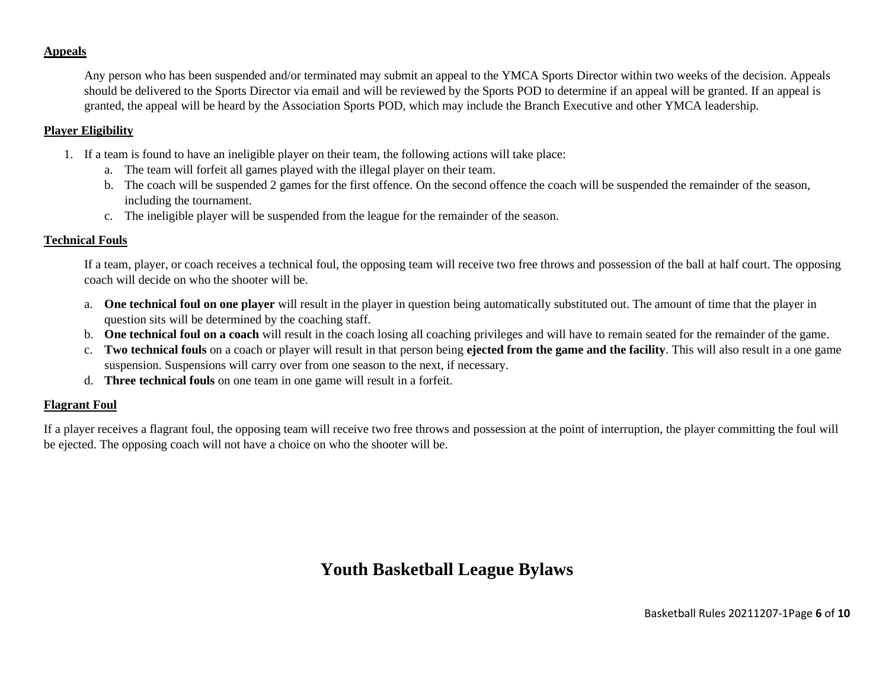**Appeals**

Any person who has been suspended and/or terminated may submit an appeal to the YMCA Sports Director within two weeks of the decision. Appeals should be delivered to the Sports Director via email and will be reviewed by the Sports POD to determine if an appeal will be granted. If an appeal is granted, the appeal will be heard by the Association Sports POD, which may include the Branch Executive and other YMCA leadership.

**Player Eligibility**

1. If a team is found to have an ineligible player on their team, the following actions will take place:
   a. The team will forfeit all games played with the illegal player on their team.
   b. The coach will be suspended 2 games for the first offence. On the second offence the coach will be suspended the remainder of the season, including the tournament.
   c. The ineligible player will be suspended from the league for the remainder of the season.

**Technical Fouls**

If a team, player, or coach receives a technical foul, the opposing team will receive two free throws and possession of the ball at half court. The opposing coach will decide on who the shooter will be.

a. **One technical foul on one player** will result in the player in question being automatically substituted out. The amount of time that the player in question sits will be determined by the coaching staff.
b. **One technical foul on a coach** will result in the coach losing all coaching privileges and will have to remain seated for the remainder of the game.
c. **Two technical fouls** on a coach or player will result in that person being **ejected from the game and the facility**. This will also result in a one game suspension. Suspensions will carry over from one season to the next, if necessary.
d. **Three technical fouls** on one team in one game will result in a forfeit.

**Flagrant Foul**

If a player receives a flagrant foul, the opposing team will receive two free throws and possession at the point of interruption, the player committing the foul will be ejected. The opposing coach will not have a choice on who the shooter will be.

# Youth Basketball League Bylaws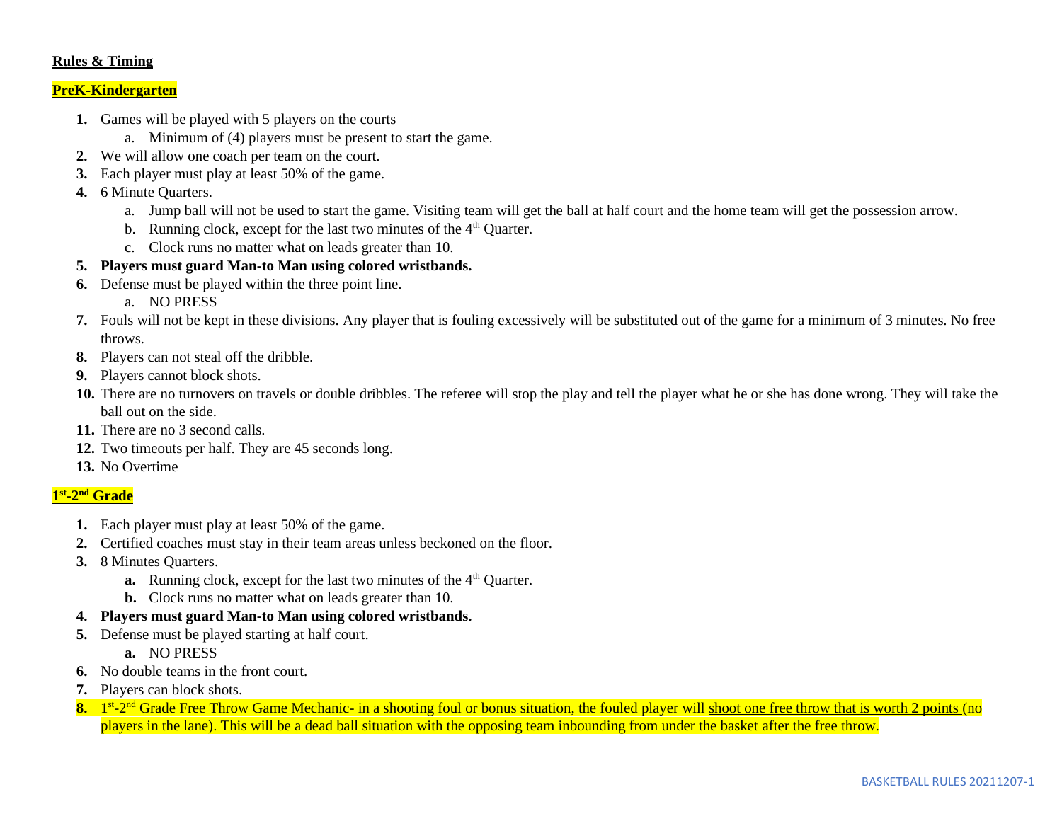**Rules & Timing**

**PreK-Kindergarten**

1. Games will be played with 5 players on the courts
    a. Minimum of (4) players must be present to start the game.
2. We will allow one coach per team on the court.
3. Each player must play at least 50% of the game.
4. 6 Minute Quarters.
    a. Jump ball will not be used to start the game. Visiting team will get the ball at half court and the home team will get the possession arrow.
    b. Running clock, except for the last two minutes of the 4th Quarter.
    c. Clock runs no matter what on leads greater than 10.
5. **Players must guard Man-to Man using colored wristbands.**
6. Defense must be played within the three point line.
    a. NO PRESS
7. Fouls will not be kept in these divisions. Any player that is fouling excessively will be substituted out of the game for a minimum of 3 minutes. No free throws.
8. Players can not steal off the dribble.
9. Players cannot block shots.
10. There are no turnovers on travels or double dribbles. The referee will stop the play and tell the player what he or she has done wrong. They will take the ball out on the side.
11. There are no 3 second calls.
12. Two timeouts per half. They are 45 seconds long.
13. No Overtime

**1st-2nd Grade**

1. Each player must play at least 50% of the game.
2. Certified coaches must stay in their team areas unless beckoned on the floor.
3. 8 Minutes Quarters.
    a. Running clock, except for the last two minutes of the 4th Quarter.
    b. Clock runs no matter what on leads greater than 10.
4. **Players must guard Man-to Man using colored wristbands.**
5. Defense must be played starting at half court.
    a. NO PRESS
6. No double teams in the front court.
7. Players can block shots.
8. 1st-2nd Grade Free Throw Game Mechanic- in a shooting foul or bonus situation, the fouled player will shoot one free throw that is worth 2 points (no players in the lane). This will be a dead ball situation with the opposing team inbounding from under the basket after the free throw.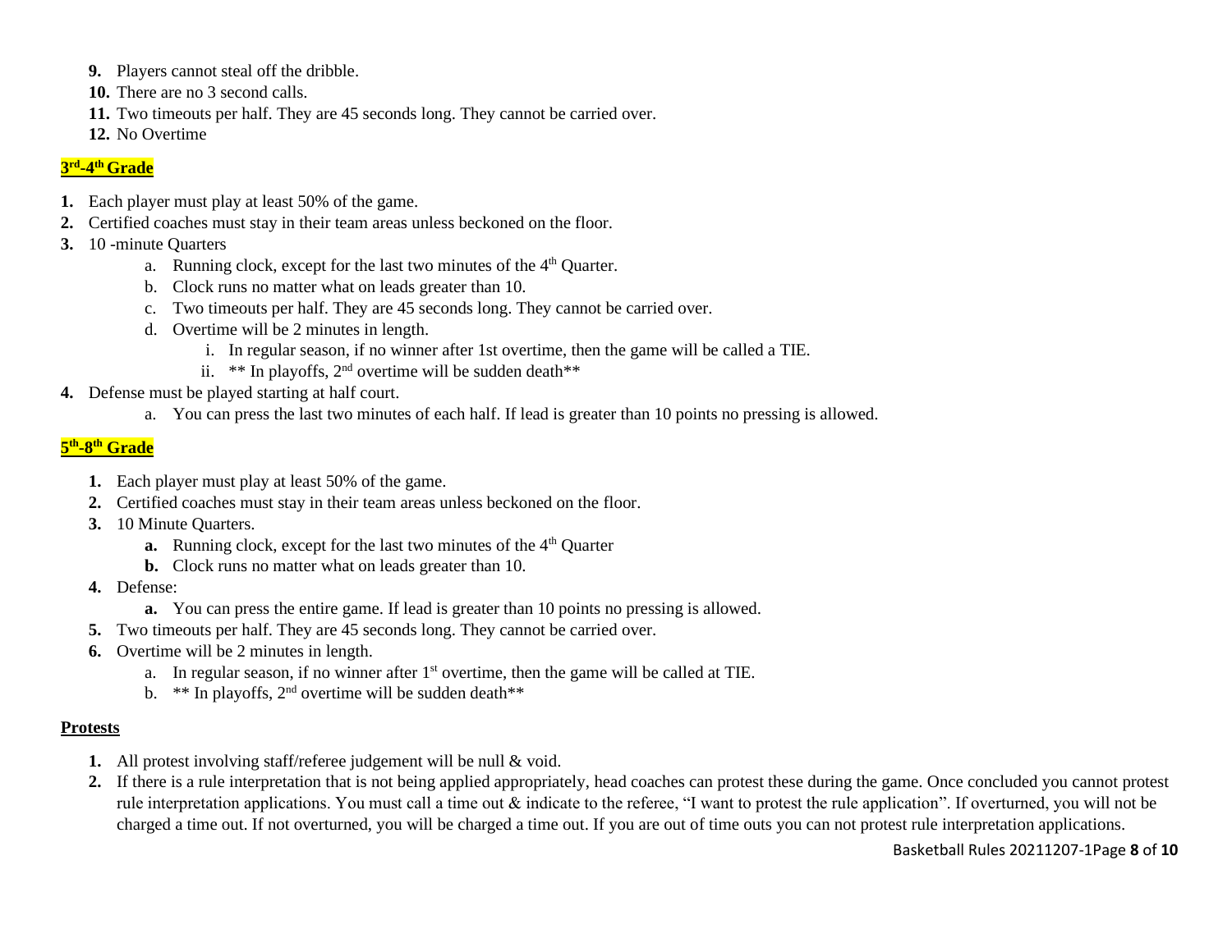9. Players cannot steal off the dribble.
10. There are no 3 second calls.
11. Two timeouts per half. They are 45 seconds long. They cannot be carried over.
12. No Overtime

## 3rd-4th Grade

1. Each player must play at least 50% of the game.
2. Certified coaches must stay in their team areas unless beckoned on the floor.
3. 10 -minute Quarters
   a. Running clock, except for the last two minutes of the 4th Quarter.
   b. Clock runs no matter what on leads greater than 10.
   c. Two timeouts per half. They are 45 seconds long. They cannot be carried over.
   d. Overtime will be 2 minutes in length.
      i. In regular season, if no winner after 1st overtime, then the game will be called a TIE.
      ii. ** In playoffs, 2nd overtime will be sudden death**
4. Defense must be played starting at half court.
   a. You can press the last two minutes of each half. If lead is greater than 10 points no pressing is allowed.

## 5th-8th Grade

1. Each player must play at least 50% of the game.
2. Certified coaches must stay in their team areas unless beckoned on the floor.
3. 10 Minute Quarters.
   a. Running clock, except for the last two minutes of the 4th Quarter
   b. Clock runs no matter what on leads greater than 10.
4. Defense:
   a. You can press the entire game. If lead is greater than 10 points no pressing is allowed.
5. Two timeouts per half. They are 45 seconds long. They cannot be carried over.
6. Overtime will be 2 minutes in length.
   a. In regular season, if no winner after 1st overtime, then the game will be called at TIE.
   b. ** In playoffs, 2nd overtime will be sudden death**

## Protests

1. All protest involving staff/referee judgement will be null & void.
2. If there is a rule interpretation that is not being applied appropriately, head coaches can protest these during the game. Once concluded you cannot protest rule interpretation applications. You must call a time out & indicate to the referee, "I want to protest the rule application". If overturned, you will not be charged a time out. If not overturned, you will be charged a time out. If you are out of time outs you can not protest rule interpretation applications.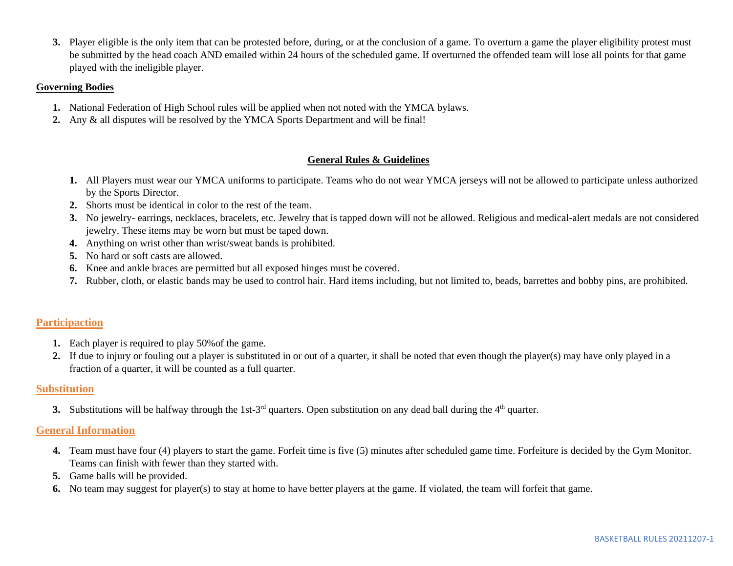3. Player eligible is the only item that can be protested before, during, or at the conclusion of a game. To overturn a game the player eligibility protest must be submitted by the head coach AND emailed within 24 hours of the scheduled game. If overturned the offended team will lose all points for that game played with the ineligible player.

## Governing Bodies

1. National Federation of High School rules will be applied when not noted with the YMCA bylaws.
2. Any & all disputes will be resolved by the YMCA Sports Department and will be final!

## General Rules & Guidelines

1. All Players must wear our YMCA uniforms to participate. Teams who do not wear YMCA jerseys will not be allowed to participate unless authorized by the Sports Director.
2. Shorts must be identical in color to the rest of the team.
3. No jewelry- earrings, necklaces, bracelets, etc. Jewelry that is tapped down will not be allowed. Religious and medical-alert medals are not considered jewelry. These items may be worn but must be taped down.
4. Anything on wrist other than wrist/sweat bands is prohibited.
5. No hard or soft casts are allowed.
6. Knee and ankle braces are permitted but all exposed hinges must be covered.
7. Rubber, cloth, or elastic bands may be used to control hair. Hard items including, but not limited to, beads, barrettes and bobby pins, are prohibited.

## Participaction

1. Each player is required to play 50%of the game.
2. If due to injury or fouling out a player is substituted in or out of a quarter, it shall be noted that even though the player(s) may have only played in a fraction of a quarter, it will be counted as a full quarter.

## Substitution

3. Substitutions will be halfway through the 1st-3rd quarters. Open substitution on any dead ball during the 4th quarter.

## General Information

4. Team must have four (4) players to start the game. Forfeit time is five (5) minutes after scheduled game time. Forfeiture is decided by the Gym Monitor. Teams can finish with fewer than they started with.
5. Game balls will be provided.
6. No team may suggest for player(s) to stay at home to have better players at the game. If violated, the team will forfeit that game.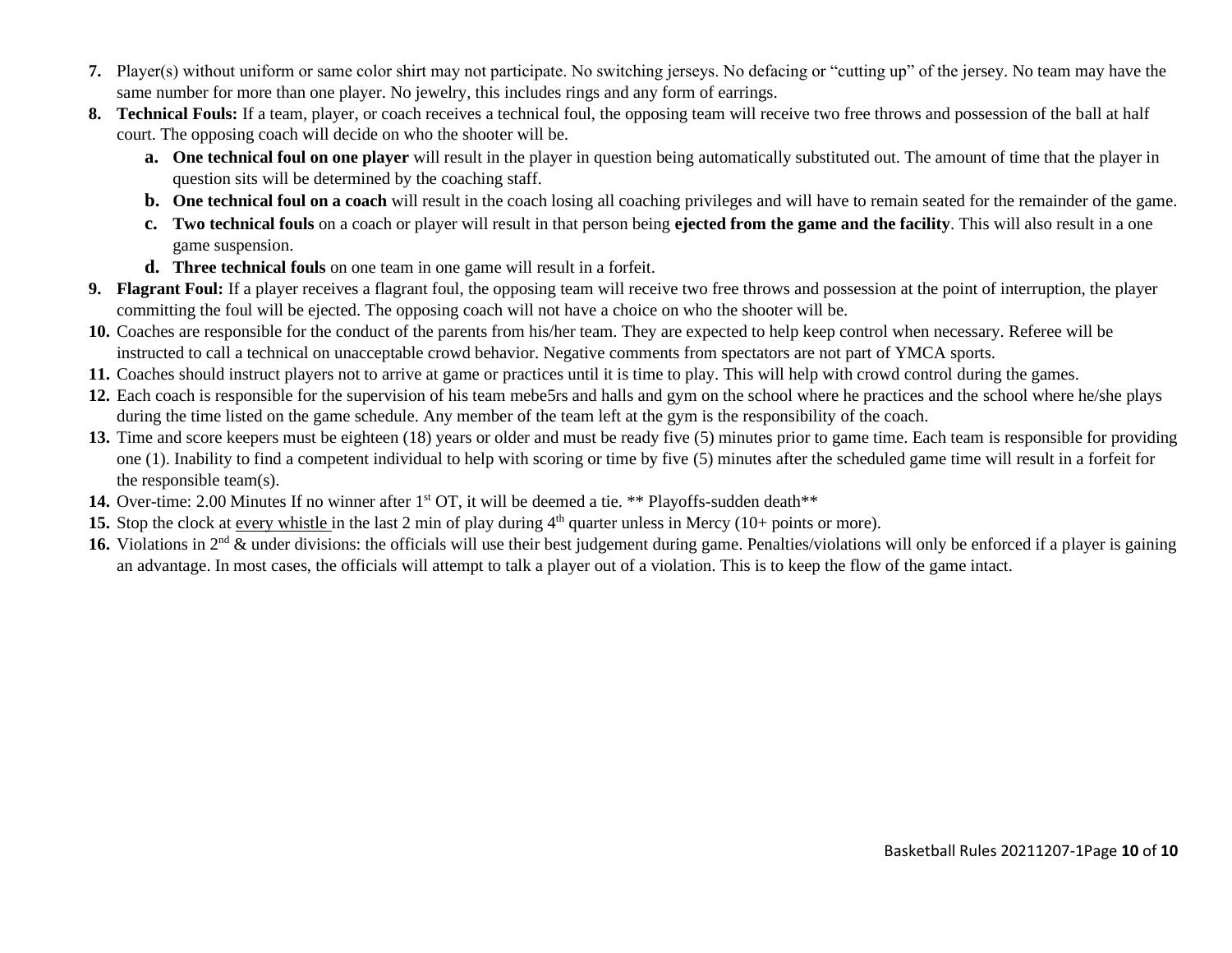7. Player(s) without uniform or same color shirt may not participate. No switching jerseys. No defacing or "cutting up" of the jersey. No team may have the same number for more than one player. No jewelry, this includes rings and any form of earrings.
8. **Technical Fouls:** If a team, player, or coach receives a technical foul, the opposing team will receive two free throws and possession of the ball at half court. The opposing coach will decide on who the shooter will be.
   a. **One technical foul on one player** will result in the player in question being automatically substituted out. The amount of time that the player in question sits will be determined by the coaching staff.
   b. **One technical foul on a coach** will result in the coach losing all coaching privileges and will have to remain seated for the remainder of the game.
   c. **Two technical fouls** on a coach or player will result in that person being **ejected from the game and the facility**. This will also result in a one game suspension.
   d. **Three technical fouls** on one team in one game will result in a forfeit.
9. **Flagrant Foul:** If a player receives a flagrant foul, the opposing team will receive two free throws and possession at the point of interruption, the player committing the foul will be ejected. The opposing coach will not have a choice on who the shooter will be.
10. Coaches are responsible for the conduct of the parents from his/her team. They are expected to help keep control when necessary. Referee will be instructed to call a technical on unacceptable crowd behavior. Negative comments from spectators are not part of YMCA sports.
11. Coaches should instruct players not to arrive at game or practices until it is time to play. This will help with crowd control during the games.
12. Each coach is responsible for the supervision of his team mebe5rs and halls and gym on the school where he practices and the school where he/she plays during the time listed on the game schedule. Any member of the team left at the gym is the responsibility of the coach.
13. Time and score keepers must be eighteen (18) years or older and must be ready five (5) minutes prior to game time. Each team is responsible for providing one (1). Inability to find a competent individual to help with scoring or time by five (5) minutes after the scheduled game time will result in a forfeit for the responsible team(s).
14. Over-time: 2.00 Minutes If no winner after 1st OT, it will be deemed a tie. ** Playoffs-sudden death**
15. Stop the clock at <u>every whistle</u> in the last 2 min of play during 4th quarter unless in Mercy (10+ points or more).
16. Violations in 2nd & under divisions: the officials will use their best judgement during game. Penalties/violations will only be enforced if a player is gaining an advantage. In most cases, the officials will attempt to talk a player out of a violation. This is to keep the flow of the game intact.